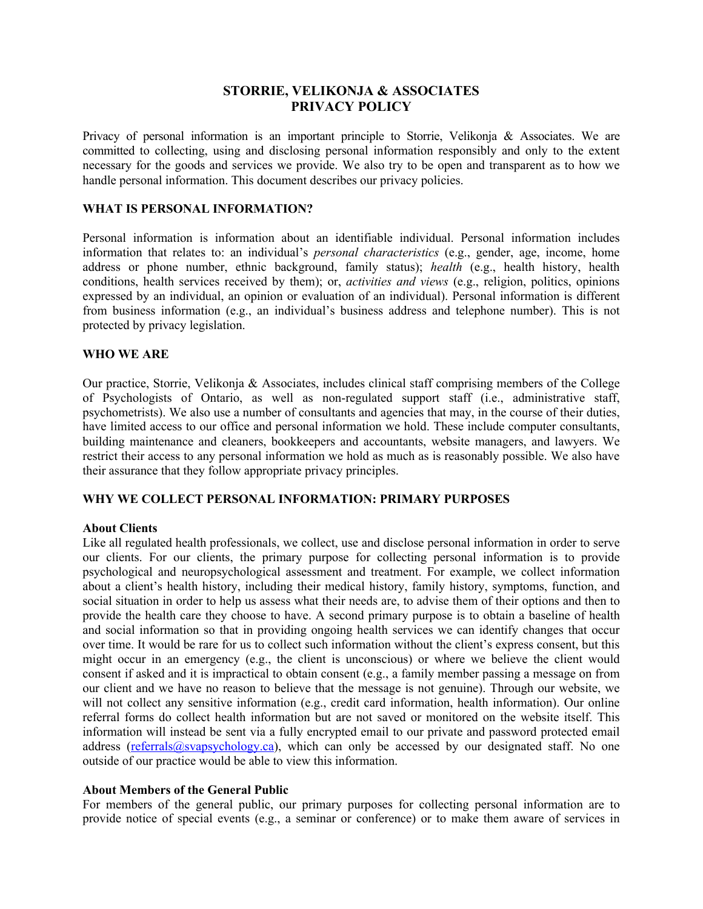# STORRIE, VELIKONJA & ASSOCIATES
# PRIVACY POLICY

Privacy of personal information is an important principle to Storrie, Velikonja & Associates. We are committed to collecting, using and disclosing personal information responsibly and only to the extent necessary for the goods and services we provide. We also try to be open and transparent as to how we handle personal information. This document describes our privacy policies.

## WHAT IS PERSONAL INFORMATION?

Personal information is information about an identifiable individual. Personal information includes information that relates to: an individual's *personal characteristics* (e.g., gender, age, income, home address or phone number, ethnic background, family status); *health* (e.g., health history, health conditions, health services received by them); or, *activities and views* (e.g., religion, politics, opinions expressed by an individual, an opinion or evaluation of an individual). Personal information is different from business information (e.g., an individual's business address and telephone number). This is not protected by privacy legislation.

## WHO WE ARE

Our practice, Storrie, Velikonja & Associates, includes clinical staff comprising members of the College of Psychologists of Ontario, as well as non-regulated support staff (i.e., administrative staff, psychometrists). We also use a number of consultants and agencies that may, in the course of their duties, have limited access to our office and personal information we hold. These include computer consultants, building maintenance and cleaners, bookkeepers and accountants, website managers, and lawyers. We restrict their access to any personal information we hold as much as is reasonably possible. We also have their assurance that they follow appropriate privacy principles.

## WHY WE COLLECT PERSONAL INFORMATION: PRIMARY PURPOSES

### About Clients

Like all regulated health professionals, we collect, use and disclose personal information in order to serve our clients. For our clients, the primary purpose for collecting personal information is to provide psychological and neuropsychological assessment and treatment. For example, we collect information about a client's health history, including their medical history, family history, symptoms, function, and social situation in order to help us assess what their needs are, to advise them of their options and then to provide the health care they choose to have. A second primary purpose is to obtain a baseline of health and social information so that in providing ongoing health services we can identify changes that occur over time. It would be rare for us to collect such information without the client's express consent, but this might occur in an emergency (e.g., the client is unconscious) or where we believe the client would consent if asked and it is impractical to obtain consent (e.g., a family member passing a message on from our client and we have no reason to believe that the message is not genuine). Through our website, we will not collect any sensitive information (e.g., credit card information, health information). Our online referral forms do collect health information but are not saved or monitored on the website itself. This information will instead be sent via a fully encrypted email to our private and password protected email address (referrals@svapsychology.ca), which can only be accessed by our designated staff. No one outside of our practice would be able to view this information.

### About Members of the General Public

For members of the general public, our primary purposes for collecting personal information are to provide notice of special events (e.g., a seminar or conference) or to make them aware of services in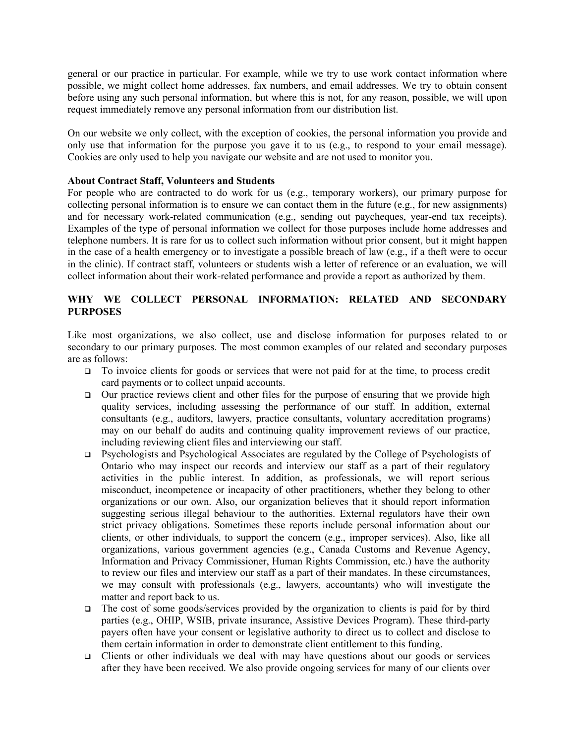general or our practice in particular. For example, while we try to use work contact information where possible, we might collect home addresses, fax numbers, and email addresses. We try to obtain consent before using any such personal information, but where this is not, for any reason, possible, we will upon request immediately remove any personal information from our distribution list.

On our website we only collect, with the exception of cookies, the personal information you provide and only use that information for the purpose you gave it to us (e.g., to respond to your email message). Cookies are only used to help you navigate our website and are not used to monitor you.

**About Contract Staff, Volunteers and Students**

For people who are contracted to do work for us (e.g., temporary workers), our primary purpose for collecting personal information is to ensure we can contact them in the future (e.g., for new assignments) and for necessary work-related communication (e.g., sending out paycheques, year-end tax receipts). Examples of the type of personal information we collect for those purposes include home addresses and telephone numbers. It is rare for us to collect such information without prior consent, but it might happen in the case of a health emergency or to investigate a possible breach of law (e.g., if a theft were to occur in the clinic). If contract staff, volunteers or students wish a letter of reference or an evaluation, we will collect information about their work-related performance and provide a report as authorized by them.

## WHY WE COLLECT PERSONAL INFORMATION: RELATED AND SECONDARY PURPOSES

Like most organizations, we also collect, use and disclose information for purposes related to or secondary to our primary purposes. The most common examples of our related and secondary purposes are as follows:

- To invoice clients for goods or services that were not paid for at the time, to process credit card payments or to collect unpaid accounts.
- Our practice reviews client and other files for the purpose of ensuring that we provide high quality services, including assessing the performance of our staff. In addition, external consultants (e.g., auditors, lawyers, practice consultants, voluntary accreditation programs) may on our behalf do audits and continuing quality improvement reviews of our practice, including reviewing client files and interviewing our staff.
- Psychologists and Psychological Associates are regulated by the College of Psychologists of Ontario who may inspect our records and interview our staff as a part of their regulatory activities in the public interest. In addition, as professionals, we will report serious misconduct, incompetence or incapacity of other practitioners, whether they belong to other organizations or our own. Also, our organization believes that it should report information suggesting serious illegal behaviour to the authorities. External regulators have their own strict privacy obligations. Sometimes these reports include personal information about our clients, or other individuals, to support the concern (e.g., improper services). Also, like all organizations, various government agencies (e.g., Canada Customs and Revenue Agency, Information and Privacy Commissioner, Human Rights Commission, etc.) have the authority to review our files and interview our staff as a part of their mandates. In these circumstances, we may consult with professionals (e.g., lawyers, accountants) who will investigate the matter and report back to us.
- The cost of some goods/services provided by the organization to clients is paid for by third parties (e.g., OHIP, WSIB, private insurance, Assistive Devices Program). These third-party payers often have your consent or legislative authority to direct us to collect and disclose to them certain information in order to demonstrate client entitlement to this funding.
- Clients or other individuals we deal with may have questions about our goods or services after they have been received. We also provide ongoing services for many of our clients over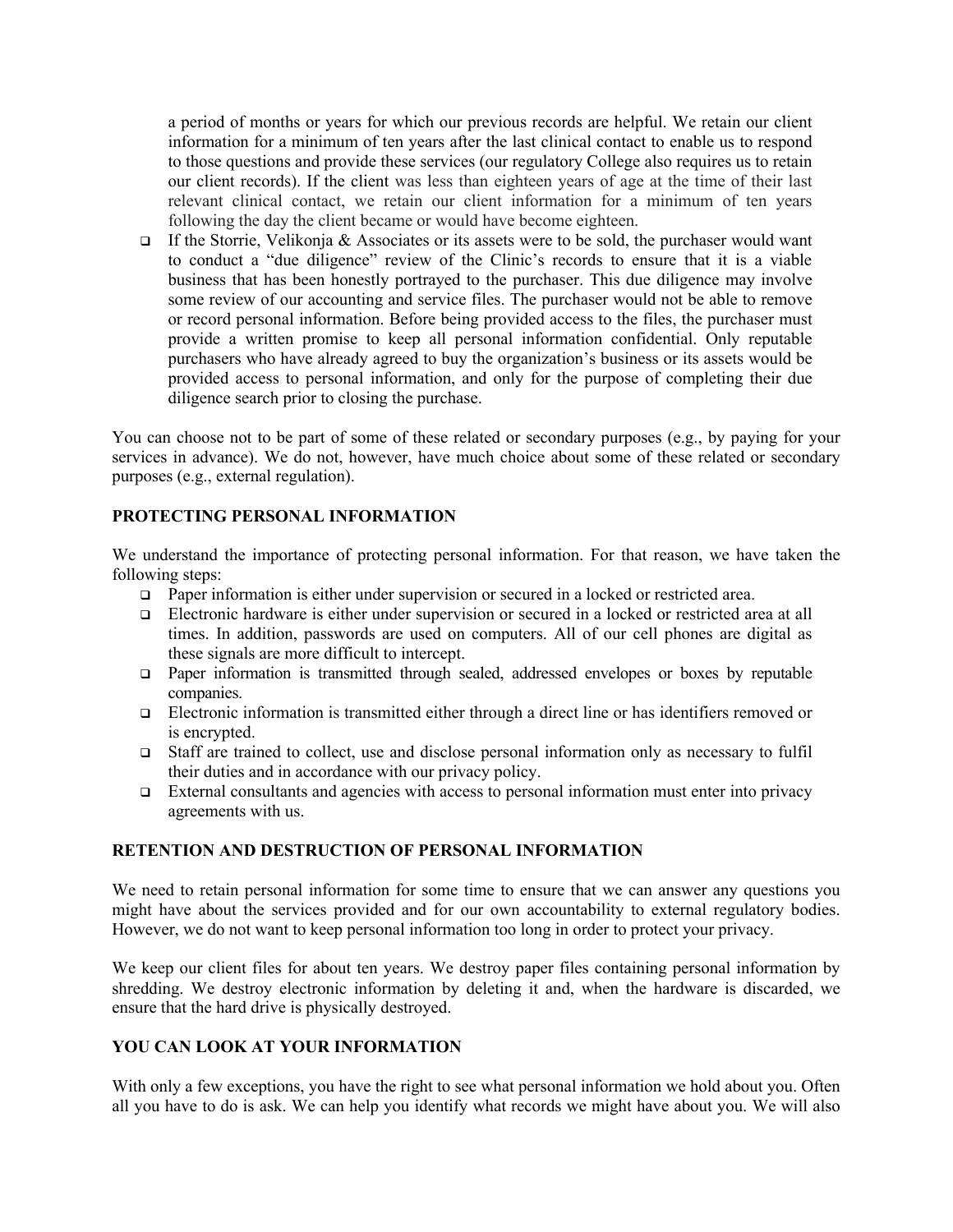a period of months or years for which our previous records are helpful. We retain our client information for a minimum of ten years after the last clinical contact to enable us to respond to those questions and provide these services (our regulatory College also requires us to retain our client records). If the client was less than eighteen years of age at the time of their last relevant clinical contact, we retain our client information for a minimum of ten years following the day the client became or would have become eighteen.

- If the Storrie, Velikonja & Associates or its assets were to be sold, the purchaser would want to conduct a "due diligence" review of the Clinic's records to ensure that it is a viable business that has been honestly portrayed to the purchaser. This due diligence may involve some review of our accounting and service files. The purchaser would not be able to remove or record personal information. Before being provided access to the files, the purchaser must provide a written promise to keep all personal information confidential. Only reputable purchasers who have already agreed to buy the organization's business or its assets would be provided access to personal information, and only for the purpose of completing their due diligence search prior to closing the purchase.

You can choose not to be part of some of these related or secondary purposes (e.g., by paying for your services in advance). We do not, however, have much choice about some of these related or secondary purposes (e.g., external regulation).

**PROTECTING PERSONAL INFORMATION**

We understand the importance of protecting personal information. For that reason, we have taken the following steps:

- Paper information is either under supervision or secured in a locked or restricted area.
- Electronic hardware is either under supervision or secured in a locked or restricted area at all times. In addition, passwords are used on computers. All of our cell phones are digital as these signals are more difficult to intercept.
- Paper information is transmitted through sealed, addressed envelopes or boxes by reputable companies.
- Electronic information is transmitted either through a direct line or has identifiers removed or is encrypted.
- Staff are trained to collect, use and disclose personal information only as necessary to fulfil their duties and in accordance with our privacy policy.
- External consultants and agencies with access to personal information must enter into privacy agreements with us.

**RETENTION AND DESTRUCTION OF PERSONAL INFORMATION**

We need to retain personal information for some time to ensure that we can answer any questions you might have about the services provided and for our own accountability to external regulatory bodies. However, we do not want to keep personal information too long in order to protect your privacy.

We keep our client files for about ten years. We destroy paper files containing personal information by shredding. We destroy electronic information by deleting it and, when the hardware is discarded, we ensure that the hard drive is physically destroyed.

**YOU CAN LOOK AT YOUR INFORMATION**

With only a few exceptions, you have the right to see what personal information we hold about you. Often all you have to do is ask. We can help you identify what records we might have about you. We will also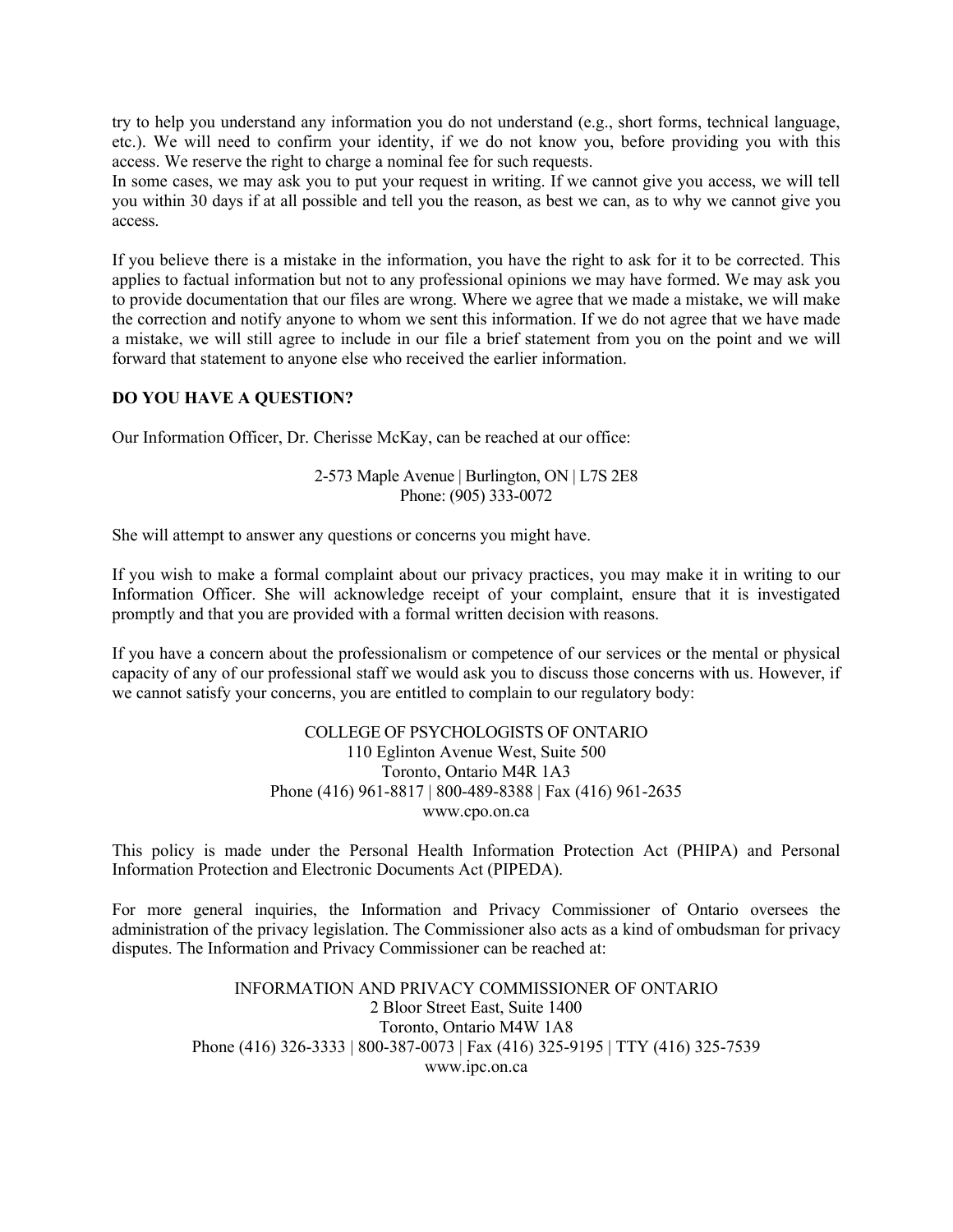try to help you understand any information you do not understand (e.g., short forms, technical language, etc.). We will need to confirm your identity, if we do not know you, before providing you with this access. We reserve the right to charge a nominal fee for such requests.
In some cases, we may ask you to put your request in writing. If we cannot give you access, we will tell you within 30 days if at all possible and tell you the reason, as best we can, as to why we cannot give you access.

If you believe there is a mistake in the information, you have the right to ask for it to be corrected. This applies to factual information but not to any professional opinions we may have formed. We may ask you to provide documentation that our files are wrong. Where we agree that we made a mistake, we will make the correction and notify anyone to whom we sent this information. If we do not agree that we have made a mistake, we will still agree to include in our file a brief statement from you on the point and we will forward that statement to anyone else who received the earlier information.

**DO YOU HAVE A QUESTION?**

Our Information Officer, Dr. Cherisse McKay, can be reached at our office:

2-573 Maple Avenue | Burlington, ON | L7S 2E8
Phone: (905) 333-0072

She will attempt to answer any questions or concerns you might have.

If you wish to make a formal complaint about our privacy practices, you may make it in writing to our Information Officer. She will acknowledge receipt of your complaint, ensure that it is investigated promptly and that you are provided with a formal written decision with reasons.

If you have a concern about the professionalism or competence of our services or the mental or physical capacity of any of our professional staff we would ask you to discuss those concerns with us. However, if we cannot satisfy your concerns, you are entitled to complain to our regulatory body:

COLLEGE OF PSYCHOLOGISTS OF ONTARIO
110 Eglinton Avenue West, Suite 500
Toronto, Ontario M4R 1A3
Phone (416) 961-8817 | 800-489-8388 | Fax (416) 961-2635
www.cpo.on.ca

This policy is made under the Personal Health Information Protection Act (PHIPA) and Personal Information Protection and Electronic Documents Act (PIPEDA).

For more general inquiries, the Information and Privacy Commissioner of Ontario oversees the administration of the privacy legislation. The Commissioner also acts as a kind of ombudsman for privacy disputes. The Information and Privacy Commissioner can be reached at:

INFORMATION AND PRIVACY COMMISSIONER OF ONTARIO
2 Bloor Street East, Suite 1400
Toronto, Ontario M4W 1A8
Phone (416) 326-3333 | 800-387-0073 | Fax (416) 325-9195 | TTY (416) 325-7539
www.ipc.on.ca